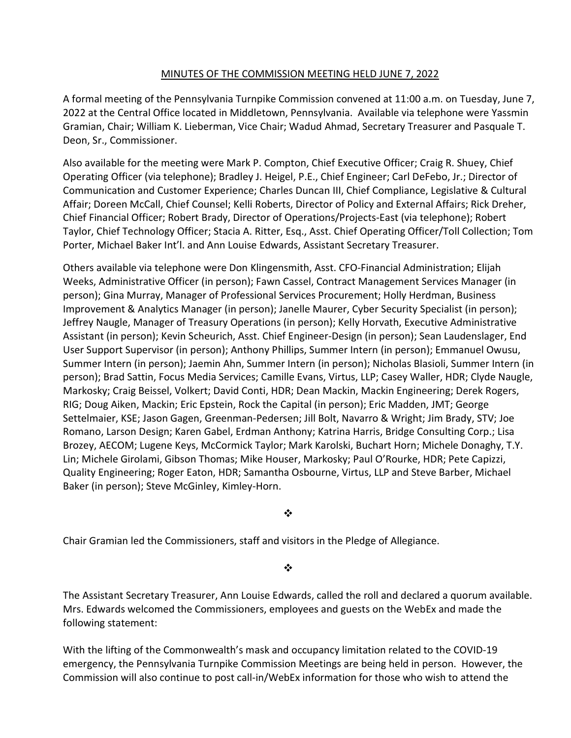# MINUTES OF THE COMMISSION MEETING HELD JUNE 7, 2022

A formal meeting of the Pennsylvania Turnpike Commission convened at 11:00 a.m. on Tuesday, June 7, 2022 at the Central Office located in Middletown, Pennsylvania. Available via telephone were Yassmin Gramian, Chair; William K. Lieberman, Vice Chair; Wadud Ahmad, Secretary Treasurer and Pasquale T. Deon, Sr., Commissioner.

Also available for the meeting were Mark P. Compton, Chief Executive Officer; Craig R. Shuey, Chief Operating Officer (via telephone); Bradley J. Heigel, P.E., Chief Engineer; Carl DeFebo, Jr.; Director of Communication and Customer Experience; Charles Duncan III, Chief Compliance, Legislative & Cultural Affair; Doreen McCall, Chief Counsel; Kelli Roberts, Director of Policy and External Affairs; Rick Dreher, Chief Financial Officer; Robert Brady, Director of Operations/Projects-East (via telephone); Robert Taylor, Chief Technology Officer; Stacia A. Ritter, Esq., Asst. Chief Operating Officer/Toll Collection; Tom Porter, Michael Baker Int'l. and Ann Louise Edwards, Assistant Secretary Treasurer.

Others available via telephone were Don Klingensmith, Asst. CFO-Financial Administration; Elijah Weeks, Administrative Officer (in person); Fawn Cassel, Contract Management Services Manager (in person); Gina Murray, Manager of Professional Services Procurement; Holly Herdman, Business Improvement & Analytics Manager (in person); Janelle Maurer, Cyber Security Specialist (in person); Jeffrey Naugle, Manager of Treasury Operations (in person); Kelly Horvath, Executive Administrative Assistant (in person); Kevin Scheurich, Asst. Chief Engineer-Design (in person); Sean Laudenslager, End User Support Supervisor (in person); Anthony Phillips, Summer Intern (in person); Emmanuel Owusu, Summer Intern (in person); Jaemin Ahn, Summer Intern (in person); Nicholas Blasioli, Summer Intern (in person); Brad Sattin, Focus Media Services; Camille Evans, Virtus, LLP; Casey Waller, HDR; Clyde Naugle, Markosky; Craig Beissel, Volkert; David Conti, HDR; Dean Mackin, Mackin Engineering; Derek Rogers, RIG; Doug Aiken, Mackin; Eric Epstein, Rock the Capital (in person); Eric Madden, JMT; George Settelmaier, KSE; Jason Gagen, Greenman-Pedersen; Jill Bolt, Navarro & Wright; Jim Brady, STV; Joe Romano, Larson Design; Karen Gabel, Erdman Anthony; Katrina Harris, Bridge Consulting Corp.; Lisa Brozey, AECOM; Lugene Keys, McCormick Taylor; Mark Karolski, Buchart Horn; Michele Donaghy, T.Y. Lin; Michele Girolami, Gibson Thomas; Mike Houser, Markosky; Paul O'Rourke, HDR; Pete Capizzi, Quality Engineering; Roger Eaton, HDR; Samantha Osbourne, Virtus, LLP and Steve Barber, Michael Baker (in person); Steve McGinley, Kimley-Horn.

❖

Chair Gramian led the Commissioners, staff and visitors in the Pledge of Allegiance.

❖

The Assistant Secretary Treasurer, Ann Louise Edwards, called the roll and declared a quorum available. Mrs. Edwards welcomed the Commissioners, employees and guests on the WebEx and made the following statement:

With the lifting of the Commonwealth's mask and occupancy limitation related to the COVID-19 emergency, the Pennsylvania Turnpike Commission Meetings are being held in person. However, the Commission will also continue to post call-in/WebEx information for those who wish to attend the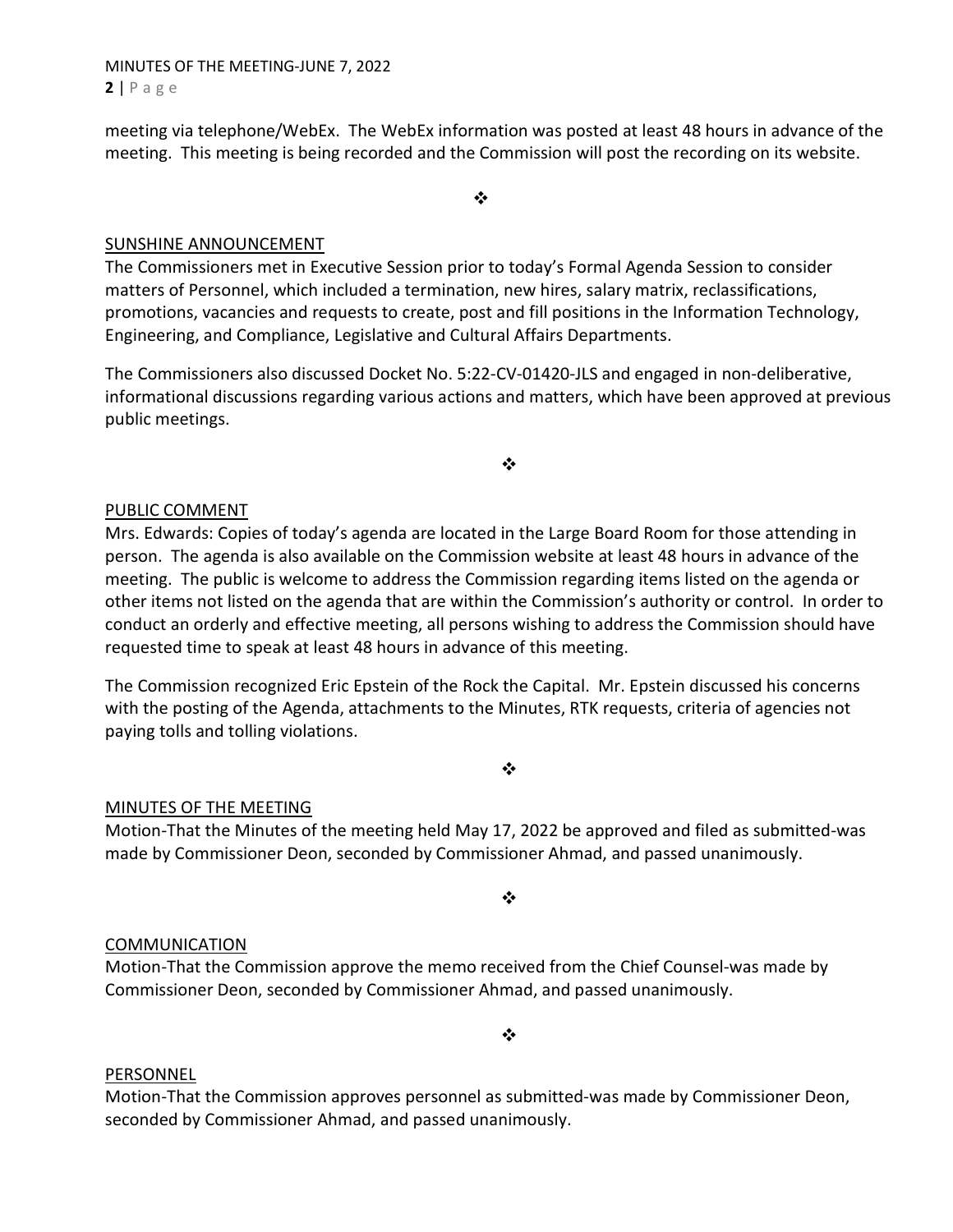meeting via telephone/WebEx. The WebEx information was posted at least 48 hours in advance of the meeting. This meeting is being recorded and the Commission will post the recording on its website.

❖

SUNSHINE ANNOUNCEMENT

The Commissioners met in Executive Session prior to today's Formal Agenda Session to consider matters of Personnel, which included a termination, new hires, salary matrix, reclassifications, promotions, vacancies and requests to create, post and fill positions in the Information Technology, Engineering, and Compliance, Legislative and Cultural Affairs Departments.

The Commissioners also discussed Docket No. 5:22-CV-01420-JLS and engaged in non-deliberative, informational discussions regarding various actions and matters, which have been approved at previous public meetings.

❖

PUBLIC COMMENT

Mrs. Edwards: Copies of today's agenda are located in the Large Board Room for those attending in person. The agenda is also available on the Commission website at least 48 hours in advance of the meeting. The public is welcome to address the Commission regarding items listed on the agenda or other items not listed on the agenda that are within the Commission's authority or control. In order to conduct an orderly and effective meeting, all persons wishing to address the Commission should have requested time to speak at least 48 hours in advance of this meeting.

The Commission recognized Eric Epstein of the Rock the Capital. Mr. Epstein discussed his concerns with the posting of the Agenda, attachments to the Minutes, RTK requests, criteria of agencies not paying tolls and tolling violations.

❖

MINUTES OF THE MEETING

Motion-That the Minutes of the meeting held May 17, 2022 be approved and filed as submitted-was made by Commissioner Deon, seconded by Commissioner Ahmad, and passed unanimously.

❖

COMMUNICATION

Motion-That the Commission approve the memo received from the Chief Counsel-was made by Commissioner Deon, seconded by Commissioner Ahmad, and passed unanimously.

❖

PERSONNEL

Motion-That the Commission approves personnel as submitted-was made by Commissioner Deon, seconded by Commissioner Ahmad, and passed unanimously.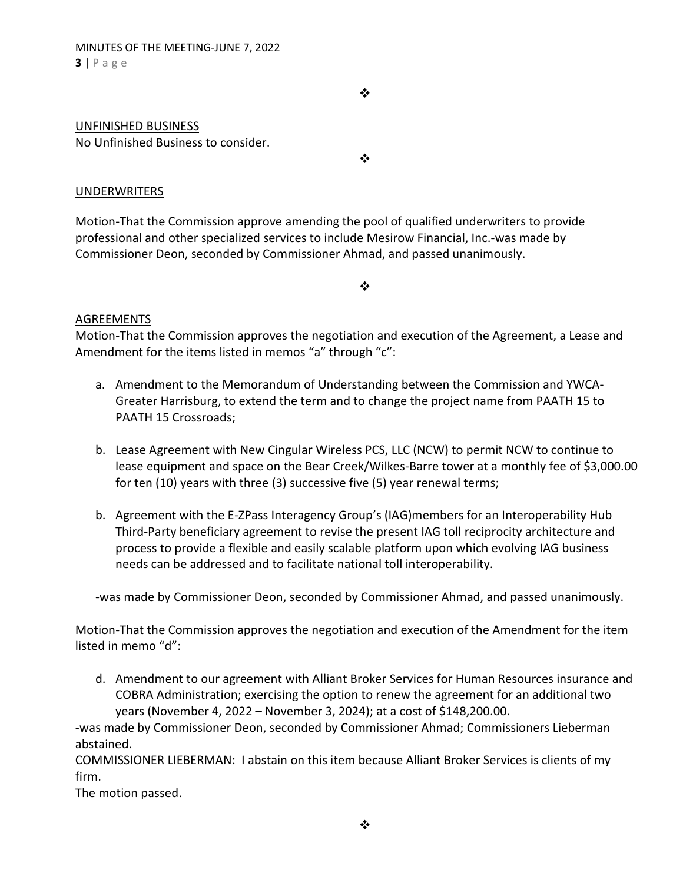❖

UNFINISHED BUSINESS

No Unfinished Business to consider.

❖

UNDERWRITERS

Motion-That the Commission approve amending the pool of qualified underwriters to provide professional and other specialized services to include Mesirow Financial, Inc.-was made by Commissioner Deon, seconded by Commissioner Ahmad, and passed unanimously.

❖

AGREEMENTS

Motion-That the Commission approves the negotiation and execution of the Agreement, a Lease and Amendment for the items listed in memos "a" through "c":

a. Amendment to the Memorandum of Understanding between the Commission and YWCA-Greater Harrisburg, to extend the term and to change the project name from PAATH 15 to PAATH 15 Crossroads;

b. Lease Agreement with New Cingular Wireless PCS, LLC (NCW) to permit NCW to continue to lease equipment and space on the Bear Creek/Wilkes-Barre tower at a monthly fee of $3,000.00 for ten (10) years with three (3) successive five (5) year renewal terms;

b. Agreement with the E-ZPass Interagency Group's (IAG)members for an Interoperability Hub Third-Party beneficiary agreement to revise the present IAG toll reciprocity architecture and process to provide a flexible and easily scalable platform upon which evolving IAG business needs can be addressed and to facilitate national toll interoperability.

-was made by Commissioner Deon, seconded by Commissioner Ahmad, and passed unanimously.

Motion-That the Commission approves the negotiation and execution of the Amendment for the item listed in memo "d":

d. Amendment to our agreement with Alliant Broker Services for Human Resources insurance and COBRA Administration; exercising the option to renew the agreement for an additional two years (November 4, 2022 – November 3, 2024); at a cost of $148,200.00.

-was made by Commissioner Deon, seconded by Commissioner Ahmad; Commissioners Lieberman abstained.

COMMISSIONER LIEBERMAN: I abstain on this item because Alliant Broker Services is clients of my firm.

The motion passed.

❖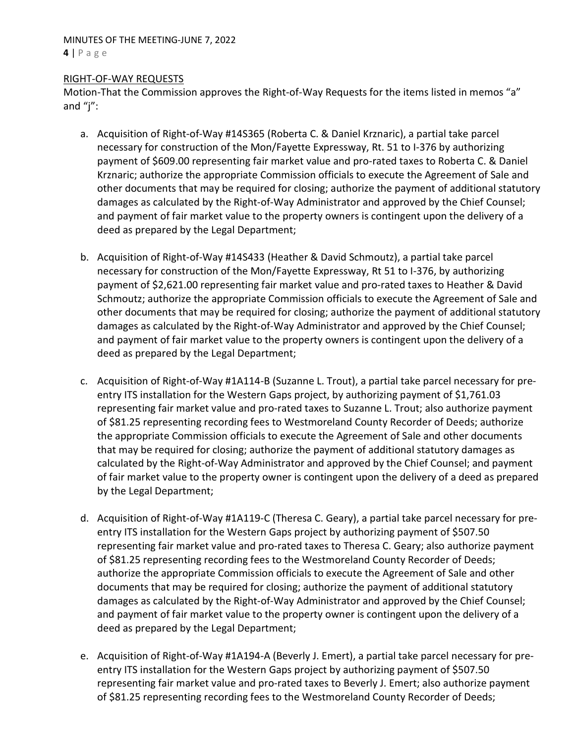RIGHT-OF-WAY REQUESTS

Motion-That the Commission approves the Right-of-Way Requests for the items listed in memos "a" and "j":

a. Acquisition of Right-of-Way #14S365 (Roberta C. & Daniel Krznaric), a partial take parcel necessary for construction of the Mon/Fayette Expressway, Rt. 51 to I-376 by authorizing payment of $609.00 representing fair market value and pro-rated taxes to Roberta C. & Daniel Krznaric; authorize the appropriate Commission officials to execute the Agreement of Sale and other documents that may be required for closing; authorize the payment of additional statutory damages as calculated by the Right-of-Way Administrator and approved by the Chief Counsel; and payment of fair market value to the property owners is contingent upon the delivery of a deed as prepared by the Legal Department;

b. Acquisition of Right-of-Way #14S433 (Heather & David Schmoutz), a partial take parcel necessary for construction of the Mon/Fayette Expressway, Rt 51 to I-376, by authorizing payment of $2,621.00 representing fair market value and pro-rated taxes to Heather & David Schmoutz; authorize the appropriate Commission officials to execute the Agreement of Sale and other documents that may be required for closing; authorize the payment of additional statutory damages as calculated by the Right-of-Way Administrator and approved by the Chief Counsel; and payment of fair market value to the property owners is contingent upon the delivery of a deed as prepared by the Legal Department;

c. Acquisition of Right-of-Way #1A114-B (Suzanne L. Trout), a partial take parcel necessary for pre-entry ITS installation for the Western Gaps project, by authorizing payment of $1,761.03 representing fair market value and pro-rated taxes to Suzanne L. Trout; also authorize payment of $81.25 representing recording fees to Westmoreland County Recorder of Deeds; authorize the appropriate Commission officials to execute the Agreement of Sale and other documents that may be required for closing; authorize the payment of additional statutory damages as calculated by the Right-of-Way Administrator and approved by the Chief Counsel; and payment of fair market value to the property owner is contingent upon the delivery of a deed as prepared by the Legal Department;

d. Acquisition of Right-of-Way #1A119-C (Theresa C. Geary), a partial take parcel necessary for pre-entry ITS installation for the Western Gaps project by authorizing payment of $507.50 representing fair market value and pro-rated taxes to Theresa C. Geary; also authorize payment of $81.25 representing recording fees to the Westmoreland County Recorder of Deeds; authorize the appropriate Commission officials to execute the Agreement of Sale and other documents that may be required for closing; authorize the payment of additional statutory damages as calculated by the Right-of-Way Administrator and approved by the Chief Counsel; and payment of fair market value to the property owner is contingent upon the delivery of a deed as prepared by the Legal Department;

e. Acquisition of Right-of-Way #1A194-A (Beverly J. Emert), a partial take parcel necessary for pre-entry ITS installation for the Western Gaps project by authorizing payment of $507.50 representing fair market value and pro-rated taxes to Beverly J. Emert; also authorize payment of $81.25 representing recording fees to the Westmoreland County Recorder of Deeds;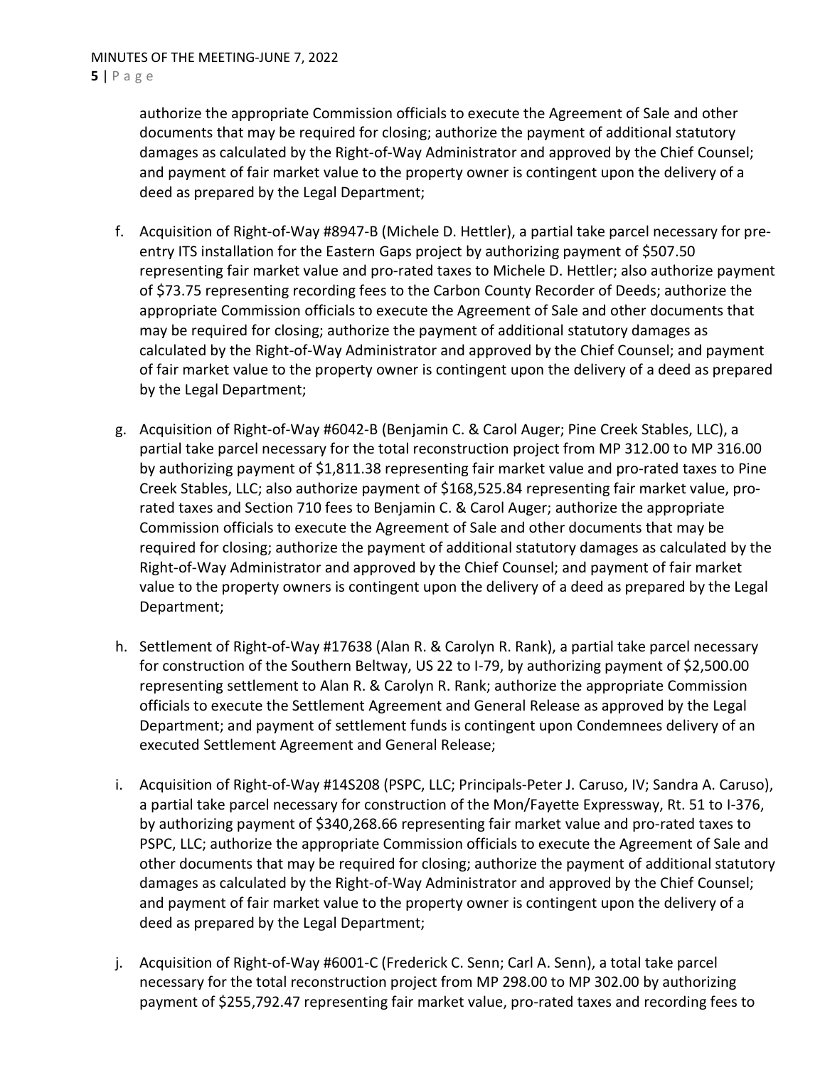authorize the appropriate Commission officials to execute the Agreement of Sale and other documents that may be required for closing; authorize the payment of additional statutory damages as calculated by the Right-of-Way Administrator and approved by the Chief Counsel; and payment of fair market value to the property owner is contingent upon the delivery of a deed as prepared by the Legal Department;

f. Acquisition of Right-of-Way #8947-B (Michele D. Hettler), a partial take parcel necessary for pre-entry ITS installation for the Eastern Gaps project by authorizing payment of $507.50 representing fair market value and pro-rated taxes to Michele D. Hettler; also authorize payment of $73.75 representing recording fees to the Carbon County Recorder of Deeds; authorize the appropriate Commission officials to execute the Agreement of Sale and other documents that may be required for closing; authorize the payment of additional statutory damages as calculated by the Right-of-Way Administrator and approved by the Chief Counsel; and payment of fair market value to the property owner is contingent upon the delivery of a deed as prepared by the Legal Department;

g. Acquisition of Right-of-Way #6042-B (Benjamin C. & Carol Auger; Pine Creek Stables, LLC), a partial take parcel necessary for the total reconstruction project from MP 312.00 to MP 316.00 by authorizing payment of $1,811.38 representing fair market value and pro-rated taxes to Pine Creek Stables, LLC; also authorize payment of $168,525.84 representing fair market value, pro-rated taxes and Section 710 fees to Benjamin C. & Carol Auger; authorize the appropriate Commission officials to execute the Agreement of Sale and other documents that may be required for closing; authorize the payment of additional statutory damages as calculated by the Right-of-Way Administrator and approved by the Chief Counsel; and payment of fair market value to the property owners is contingent upon the delivery of a deed as prepared by the Legal Department;

h. Settlement of Right-of-Way #17638 (Alan R. & Carolyn R. Rank), a partial take parcel necessary for construction of the Southern Beltway, US 22 to I-79, by authorizing payment of $2,500.00 representing settlement to Alan R. & Carolyn R. Rank; authorize the appropriate Commission officials to execute the Settlement Agreement and General Release as approved by the Legal Department; and payment of settlement funds is contingent upon Condemnees delivery of an executed Settlement Agreement and General Release;

i. Acquisition of Right-of-Way #14S208 (PSPC, LLC; Principals-Peter J. Caruso, IV; Sandra A. Caruso), a partial take parcel necessary for construction of the Mon/Fayette Expressway, Rt. 51 to I-376, by authorizing payment of $340,268.66 representing fair market value and pro-rated taxes to PSPC, LLC; authorize the appropriate Commission officials to execute the Agreement of Sale and other documents that may be required for closing; authorize the payment of additional statutory damages as calculated by the Right-of-Way Administrator and approved by the Chief Counsel; and payment of fair market value to the property owner is contingent upon the delivery of a deed as prepared by the Legal Department;

j. Acquisition of Right-of-Way #6001-C (Frederick C. Senn; Carl A. Senn), a total take parcel necessary for the total reconstruction project from MP 298.00 to MP 302.00 by authorizing payment of $255,792.47 representing fair market value, pro-rated taxes and recording fees to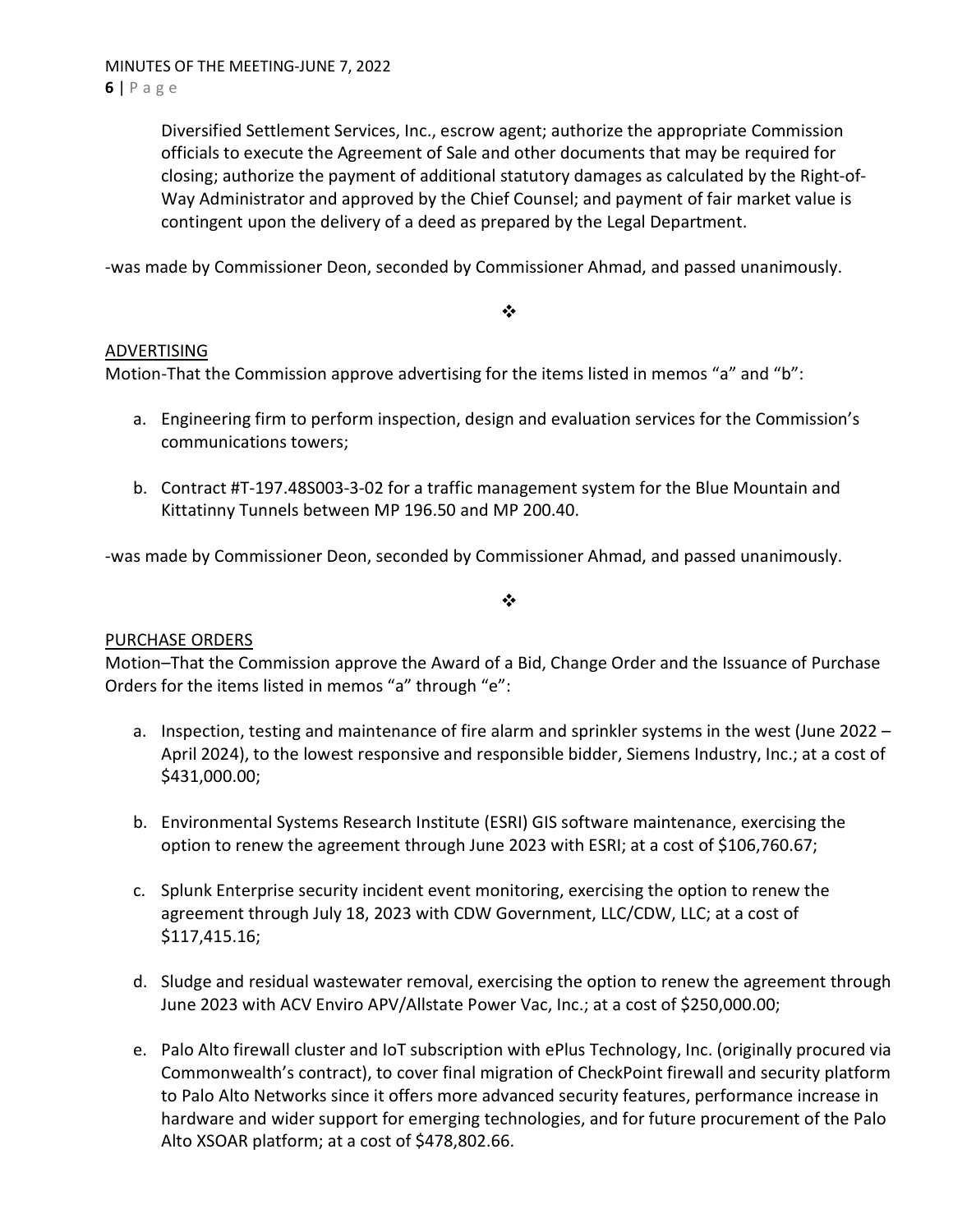Diversified Settlement Services, Inc., escrow agent; authorize the appropriate Commission officials to execute the Agreement of Sale and other documents that may be required for closing; authorize the payment of additional statutory damages as calculated by the Right-of-Way Administrator and approved by the Chief Counsel; and payment of fair market value is contingent upon the delivery of a deed as prepared by the Legal Department.

-was made by Commissioner Deon, seconded by Commissioner Ahmad, and passed unanimously.

❖

ADVERTISING

Motion-That the Commission approve advertising for the items listed in memos "a" and "b":

a. Engineering firm to perform inspection, design and evaluation services for the Commission's communications towers;

b. Contract #T-197.48S003-3-02 for a traffic management system for the Blue Mountain and Kittatinny Tunnels between MP 196.50 and MP 200.40.

-was made by Commissioner Deon, seconded by Commissioner Ahmad, and passed unanimously.

❖

PURCHASE ORDERS

Motion–That the Commission approve the Award of a Bid, Change Order and the Issuance of Purchase Orders for the items listed in memos "a" through "e":

a. Inspection, testing and maintenance of fire alarm and sprinkler systems in the west (June 2022 – April 2024), to the lowest responsive and responsible bidder, Siemens Industry, Inc.; at a cost of $431,000.00;

b. Environmental Systems Research Institute (ESRI) GIS software maintenance, exercising the option to renew the agreement through June 2023 with ESRI; at a cost of $106,760.67;

c. Splunk Enterprise security incident event monitoring, exercising the option to renew the agreement through July 18, 2023 with CDW Government, LLC/CDW, LLC; at a cost of $117,415.16;

d. Sludge and residual wastewater removal, exercising the option to renew the agreement through June 2023 with ACV Enviro APV/Allstate Power Vac, Inc.; at a cost of $250,000.00;

e. Palo Alto firewall cluster and IoT subscription with ePlus Technology, Inc. (originally procured via Commonwealth's contract), to cover final migration of CheckPoint firewall and security platform to Palo Alto Networks since it offers more advanced security features, performance increase in hardware and wider support for emerging technologies, and for future procurement of the Palo Alto XSOAR platform; at a cost of $478,802.66.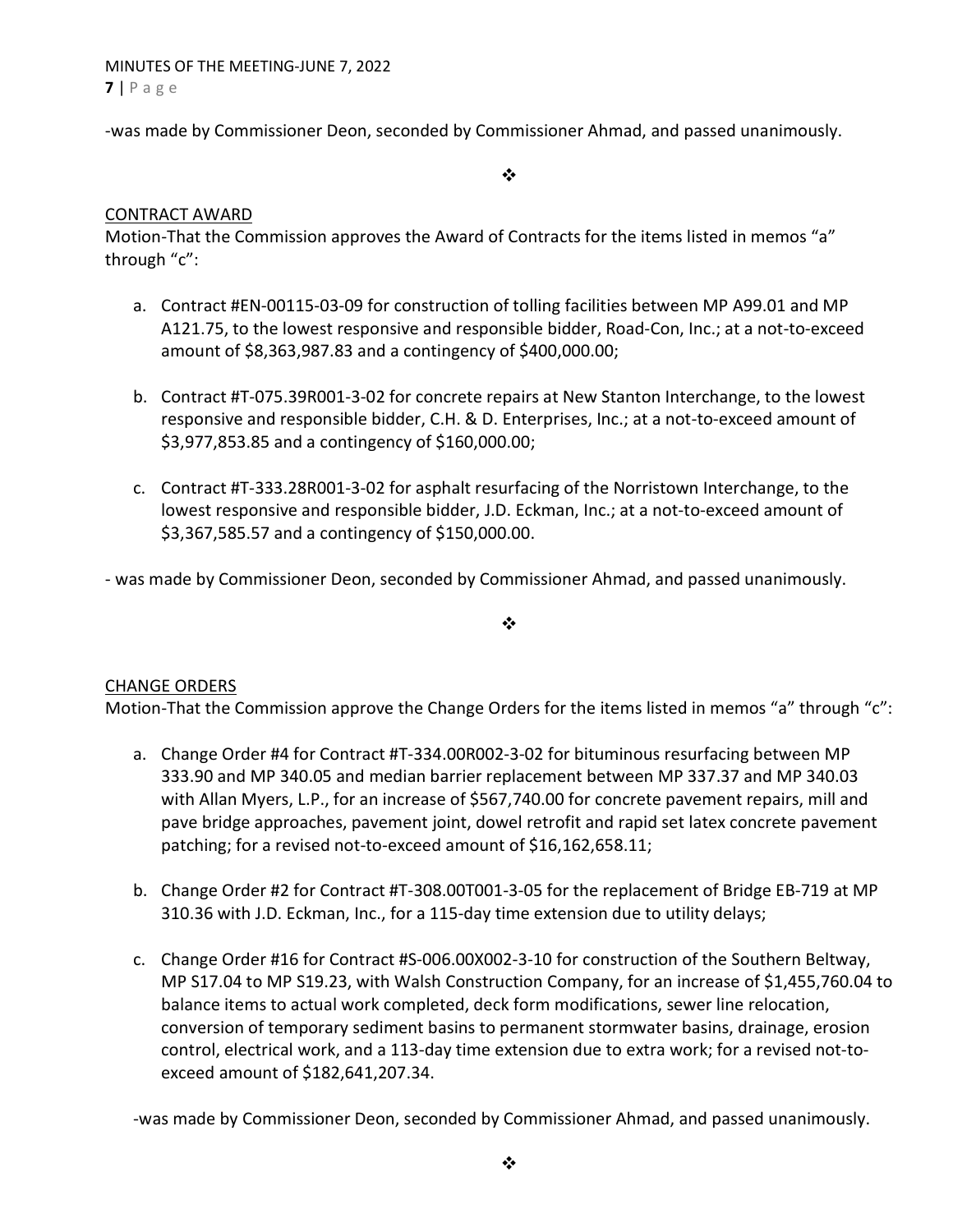-was made by Commissioner Deon, seconded by Commissioner Ahmad, and passed unanimously.

❖

<u>CONTRACT AWARD</u>

Motion-That the Commission approves the Award of Contracts for the items listed in memos "a" through "c":

a. Contract #EN-00115-03-09 for construction of tolling facilities between MP A99.01 and MP A121.75, to the lowest responsive and responsible bidder, Road-Con, Inc.; at a not-to-exceed amount of $8,363,987.83 and a contingency of $400,000.00;

b. Contract #T-075.39R001-3-02 for concrete repairs at New Stanton Interchange, to the lowest responsive and responsible bidder, C.H. & D. Enterprises, Inc.; at a not-to-exceed amount of $3,977,853.85 and a contingency of $160,000.00;

c. Contract #T-333.28R001-3-02 for asphalt resurfacing of the Norristown Interchange, to the lowest responsive and responsible bidder, J.D. Eckman, Inc.; at a not-to-exceed amount of $3,367,585.57 and a contingency of $150,000.00.

- was made by Commissioner Deon, seconded by Commissioner Ahmad, and passed unanimously.

❖

<u>CHANGE ORDERS</u>

Motion-That the Commission approve the Change Orders for the items listed in memos "a" through "c":

a. Change Order #4 for Contract #T-334.00R002-3-02 for bituminous resurfacing between MP 333.90 and MP 340.05 and median barrier replacement between MP 337.37 and MP 340.03 with Allan Myers, L.P., for an increase of $567,740.00 for concrete pavement repairs, mill and pave bridge approaches, pavement joint, dowel retrofit and rapid set latex concrete pavement patching; for a revised not-to-exceed amount of $16,162,658.11;

b. Change Order #2 for Contract #T-308.00T001-3-05 for the replacement of Bridge EB-719 at MP 310.36 with J.D. Eckman, Inc., for a 115-day time extension due to utility delays;

c. Change Order #16 for Contract #S-006.00X002-3-10 for construction of the Southern Beltway, MP S17.04 to MP S19.23, with Walsh Construction Company, for an increase of $1,455,760.04 to balance items to actual work completed, deck form modifications, sewer line relocation, conversion of temporary sediment basins to permanent stormwater basins, drainage, erosion control, electrical work, and a 113-day time extension due to extra work; for a revised not-to-exceed amount of $182,641,207.34.

-was made by Commissioner Deon, seconded by Commissioner Ahmad, and passed unanimously.

❖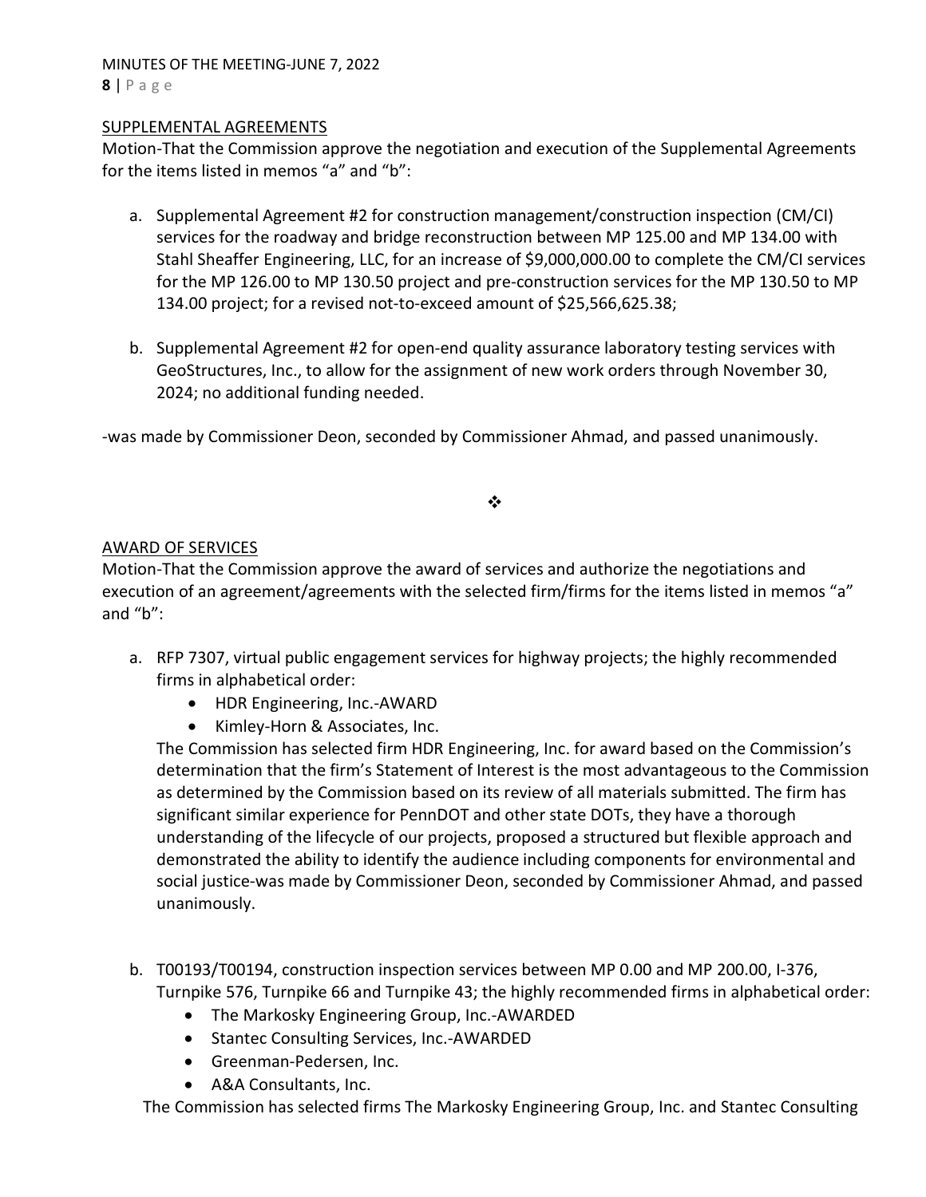## SUPPLEMENTAL AGREEMENTS

Motion-That the Commission approve the negotiation and execution of the Supplemental Agreements for the items listed in memos "a" and "b":

a. Supplemental Agreement #2 for construction management/construction inspection (CM/CI) services for the roadway and bridge reconstruction between MP 125.00 and MP 134.00 with Stahl Sheaffer Engineering, LLC, for an increase of $9,000,000.00 to complete the CM/CI services for the MP 126.00 to MP 130.50 project and pre-construction services for the MP 130.50 to MP 134.00 project; for a revised not-to-exceed amount of $25,566,625.38;

b. Supplemental Agreement #2 for open-end quality assurance laboratory testing services with GeoStructures, Inc., to allow for the assignment of new work orders through November 30, 2024; no additional funding needed.

-was made by Commissioner Deon, seconded by Commissioner Ahmad, and passed unanimously.

❖

## AWARD OF SERVICES

Motion-That the Commission approve the award of services and authorize the negotiations and execution of an agreement/agreements with the selected firm/firms for the items listed in memos "a" and "b":

a. RFP 7307, virtual public engagement services for highway projects; the highly recommended firms in alphabetical order:
   - HDR Engineering, Inc.-AWARD
   - Kimley-Horn & Associates, Inc.

   The Commission has selected firm HDR Engineering, Inc. for award based on the Commission's determination that the firm's Statement of Interest is the most advantageous to the Commission as determined by the Commission based on its review of all materials submitted. The firm has significant similar experience for PennDOT and other state DOTs, they have a thorough understanding of the lifecycle of our projects, proposed a structured but flexible approach and demonstrated the ability to identify the audience including components for environmental and social justice-was made by Commissioner Deon, seconded by Commissioner Ahmad, and passed unanimously.

b. T00193/T00194, construction inspection services between MP 0.00 and MP 200.00, I-376, Turnpike 576, Turnpike 66 and Turnpike 43; the highly recommended firms in alphabetical order:
   - The Markosky Engineering Group, Inc.-AWARDED
   - Stantec Consulting Services, Inc.-AWARDED
   - Greenman-Pedersen, Inc.
   - A&A Consultants, Inc.

   The Commission has selected firms The Markosky Engineering Group, Inc. and Stantec Consulting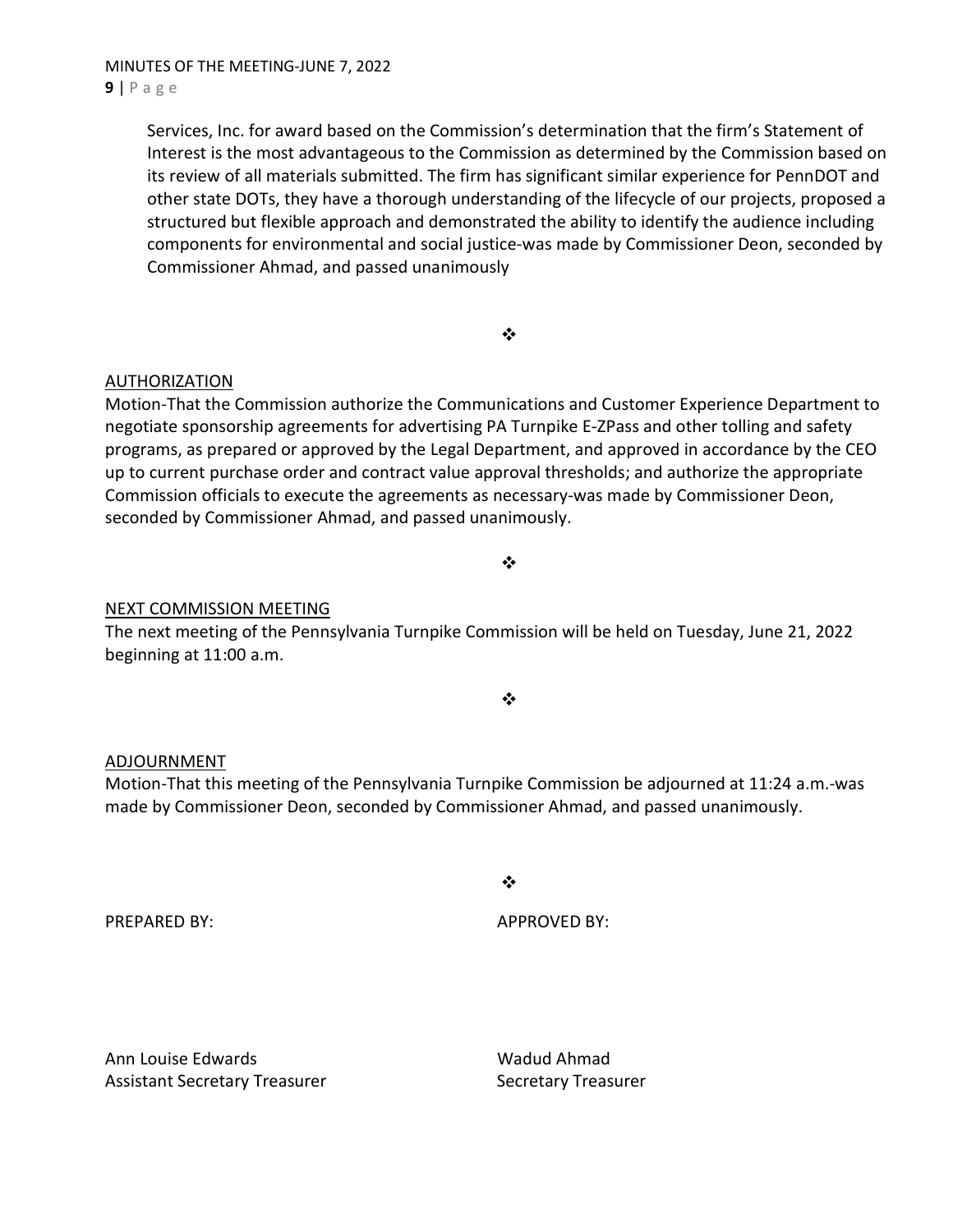Services, Inc. for award based on the Commission's determination that the firm's Statement of Interest is the most advantageous to the Commission as determined by the Commission based on its review of all materials submitted. The firm has significant similar experience for PennDOT and other state DOTs, they have a thorough understanding of the lifecycle of our projects, proposed a structured but flexible approach and demonstrated the ability to identify the audience including components for environmental and social justice-was made by Commissioner Deon, seconded by Commissioner Ahmad, and passed unanimously

❖

AUTHORIZATION

Motion-That the Commission authorize the Communications and Customer Experience Department to negotiate sponsorship agreements for advertising PA Turnpike E-ZPass and other tolling and safety programs, as prepared or approved by the Legal Department, and approved in accordance by the CEO up to current purchase order and contract value approval thresholds; and authorize the appropriate Commission officials to execute the agreements as necessary-was made by Commissioner Deon, seconded by Commissioner Ahmad, and passed unanimously.

❖

NEXT COMMISSION MEETING

The next meeting of the Pennsylvania Turnpike Commission will be held on Tuesday, June 21, 2022 beginning at 11:00 a.m.

❖

ADJOURNMENT

Motion-That this meeting of the Pennsylvania Turnpike Commission be adjourned at 11:24 a.m.-was made by Commissioner Deon, seconded by Commissioner Ahmad, and passed unanimously.

❖

PREPARED BY: APPROVED BY:

Ann Louise Edwards
Assistant Secretary Treasurer

Wadud Ahmad
Secretary Treasurer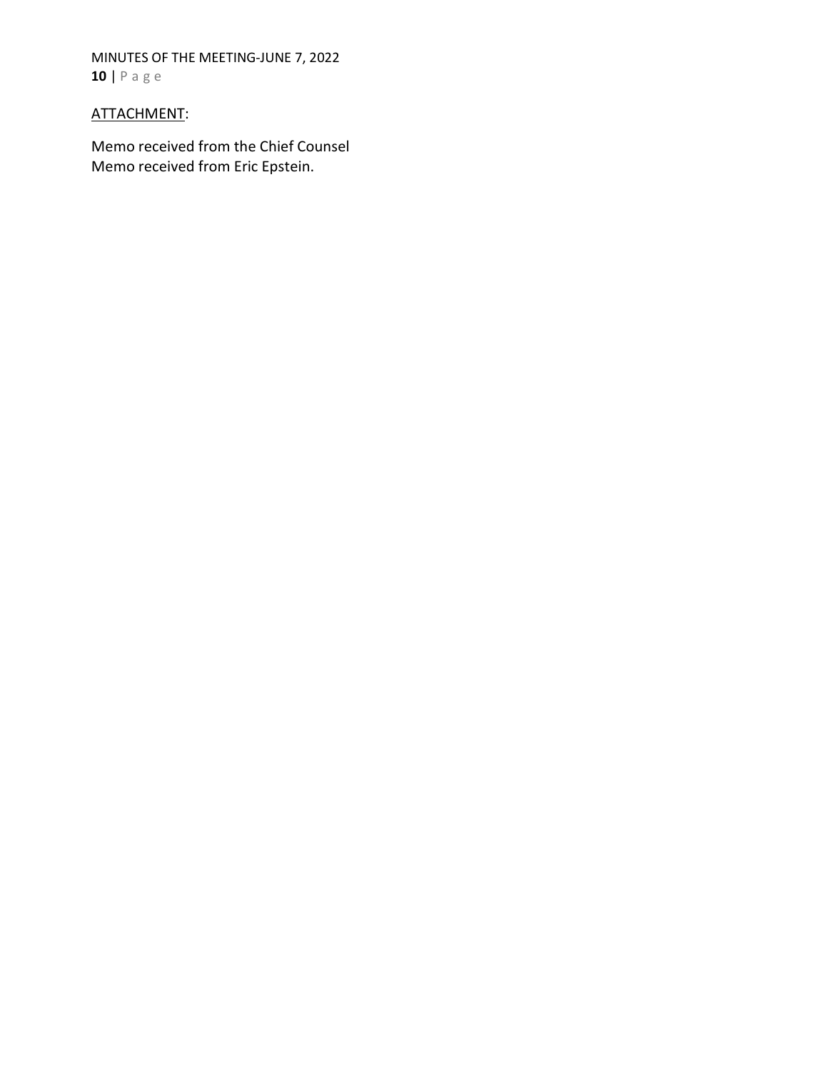<u>ATTACHMENT</u>:

Memo received from the Chief Counsel
Memo received from Eric Epstein.